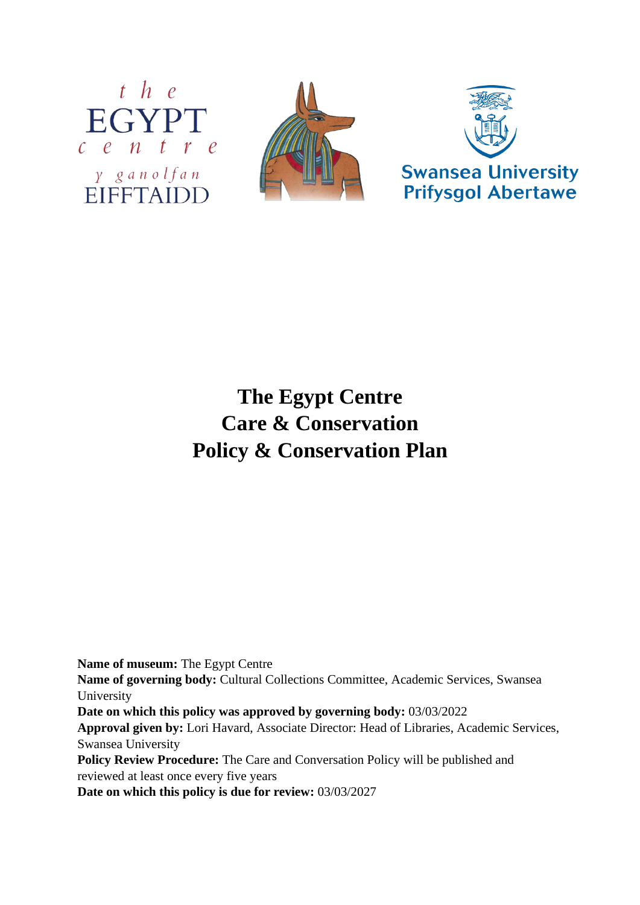# The Egypt Centre Care & Conservation Policy & Conservation Plan

**Name of museum:** The Egypt Centre
**Name of governing body:** Cultural Collections Committee, Academic Services, Swansea University
**Date on which this policy was approved by governing body:** 03/03/2022
**Approval given by:** Lori Havard, Associate Director: Head of Libraries, Academic Services, Swansea University
**Policy Review Procedure:** The Care and Conversation Policy will be published and reviewed at least once every five years
**Date on which this policy is due for review:** 03/03/2027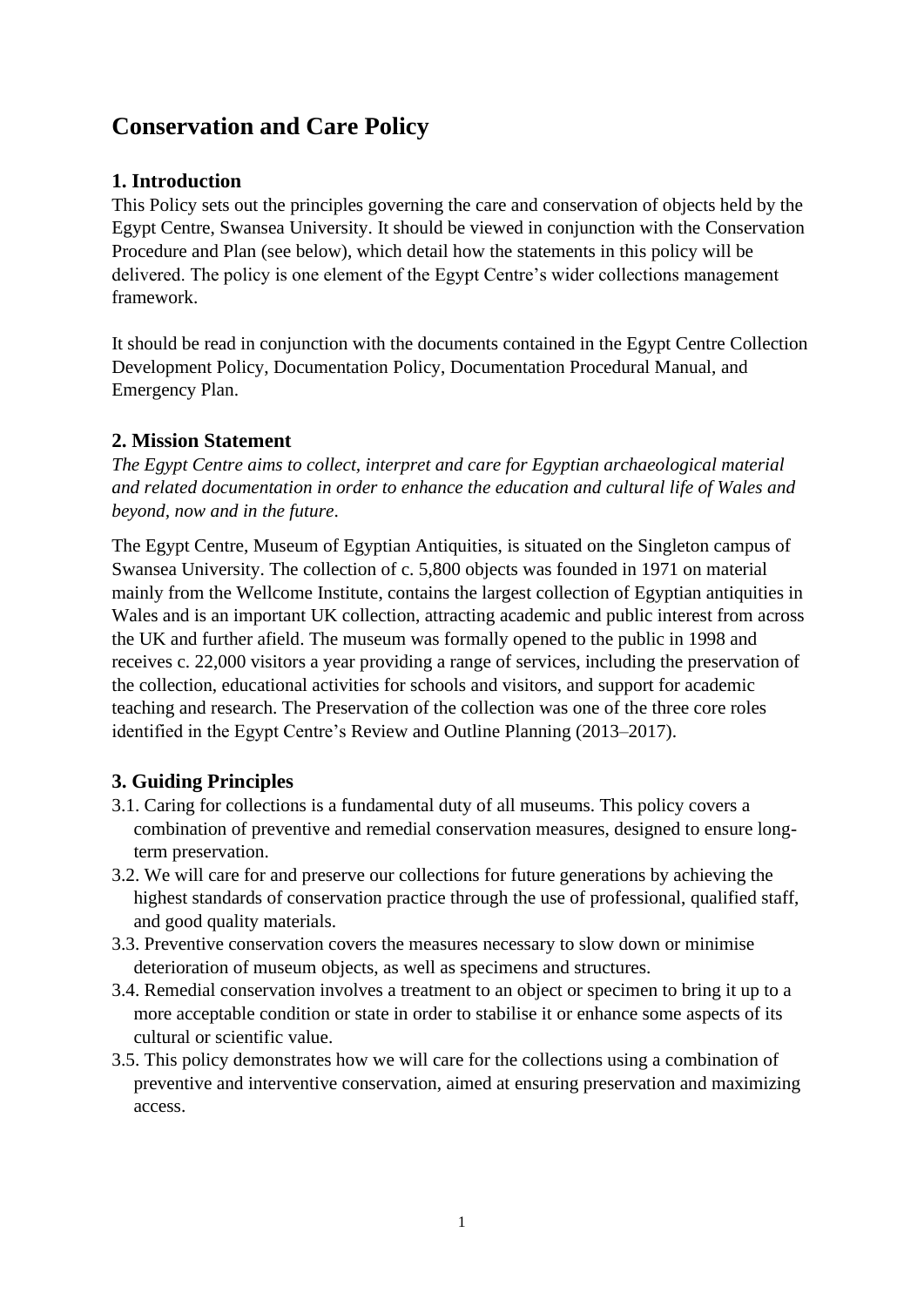# Conservation and Care Policy

## 1. Introduction

This Policy sets out the principles governing the care and conservation of objects held by the Egypt Centre, Swansea University. It should be viewed in conjunction with the Conservation Procedure and Plan (see below), which detail how the statements in this policy will be delivered. The policy is one element of the Egypt Centre's wider collections management framework.

It should be read in conjunction with the documents contained in the Egypt Centre Collection Development Policy, Documentation Policy, Documentation Procedural Manual, and Emergency Plan.

## 2. Mission Statement

*The Egypt Centre aims to collect, interpret and care for Egyptian archaeological material and related documentation in order to enhance the education and cultural life of Wales and beyond, now and in the future*.

The Egypt Centre, Museum of Egyptian Antiquities, is situated on the Singleton campus of Swansea University. The collection of c. 5,800 objects was founded in 1971 on material mainly from the Wellcome Institute, contains the largest collection of Egyptian antiquities in Wales and is an important UK collection, attracting academic and public interest from across the UK and further afield. The museum was formally opened to the public in 1998 and receives c. 22,000 visitors a year providing a range of services, including the preservation of the collection, educational activities for schools and visitors, and support for academic teaching and research. The Preservation of the collection was one of the three core roles identified in the Egypt Centre's Review and Outline Planning (2013–2017).

## 3. Guiding Principles

3.1. Caring for collections is a fundamental duty of all museums. This policy covers a combination of preventive and remedial conservation measures, designed to ensure long-term preservation.

3.2. We will care for and preserve our collections for future generations by achieving the highest standards of conservation practice through the use of professional, qualified staff, and good quality materials.

3.3. Preventive conservation covers the measures necessary to slow down or minimise deterioration of museum objects, as well as specimens and structures.

3.4. Remedial conservation involves a treatment to an object or specimen to bring it up to a more acceptable condition or state in order to stabilise it or enhance some aspects of its cultural or scientific value.

3.5. This policy demonstrates how we will care for the collections using a combination of preventive and interventive conservation, aimed at ensuring preservation and maximizing access.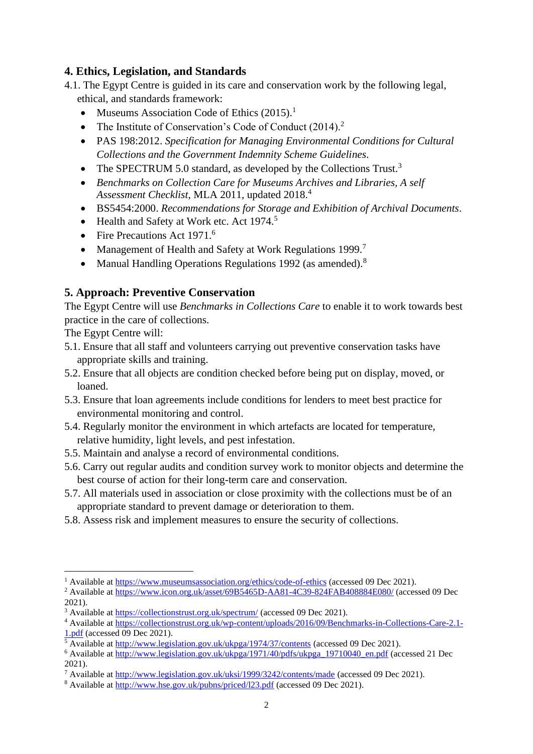## 4. Ethics, Legislation, and Standards

4.1. The Egypt Centre is guided in its care and conservation work by the following legal, ethical, and standards framework:

- Museums Association Code of Ethics (2015).[1]
- The Institute of Conservation's Code of Conduct (2014).[2]
- PAS 198:2012. *Specification for Managing Environmental Conditions for Cultural Collections and the Government Indemnity Scheme Guidelines*.
- The SPECTRUM 5.0 standard, as developed by the Collections Trust.[3]
- *Benchmarks on Collection Care for Museums Archives and Libraries, A self Assessment Checklist*, MLA 2011, updated 2018.[4]
- BS5454:2000. *Recommendations for Storage and Exhibition of Archival Documents*.
- Health and Safety at Work etc. Act 1974.[5]
- Fire Precautions Act 1971.[6]
- Management of Health and Safety at Work Regulations 1999.[7]
- Manual Handling Operations Regulations 1992 (as amended).[8]

## 5. Approach: Preventive Conservation

The Egypt Centre will use *Benchmarks in Collections Care* to enable it to work towards best practice in the care of collections.

The Egypt Centre will:

5.1. Ensure that all staff and volunteers carrying out preventive conservation tasks have appropriate skills and training.

5.2. Ensure that all objects are condition checked before being put on display, moved, or loaned.

5.3. Ensure that loan agreements include conditions for lenders to meet best practice for environmental monitoring and control.

5.4. Regularly monitor the environment in which artefacts are located for temperature, relative humidity, light levels, and pest infestation.

5.5. Maintain and analyse a record of environmental conditions.

5.6. Carry out regular audits and condition survey work to monitor objects and determine the best course of action for their long-term care and conservation.

5.7. All materials used in association or close proximity with the collections must be of an appropriate standard to prevent damage or deterioration to them.

5.8. Assess risk and implement measures to ensure the security of collections.

---

[1] Available at https://www.museumsassociation.org/ethics/code-of-ethics (accessed 09 Dec 2021).

[2] Available at https://www.icon.org.uk/asset/69B5465D-AA81-4C39-824FAB408884E080/ (accessed 09 Dec 2021).

[3] Available at https://collectionstrust.org.uk/spectrum/ (accessed 09 Dec 2021).

[4] Available at https://collectionstrust.org.uk/wp-content/uploads/2016/09/Benchmarks-in-Collections-Care-2.1-1.pdf (accessed 09 Dec 2021).

[5] Available at http://www.legislation.gov.uk/ukpga/1974/37/contents (accessed 09 Dec 2021).

[6] Available at http://www.legislation.gov.uk/ukpga/1971/40/pdfs/ukpga_19710040_en.pdf (accessed 21 Dec 2021).

[7] Available at http://www.legislation.gov.uk/uksi/1999/3242/contents/made (accessed 09 Dec 2021).

[8] Available at http://www.hse.gov.uk/pubns/priced/l23.pdf (accessed 09 Dec 2021).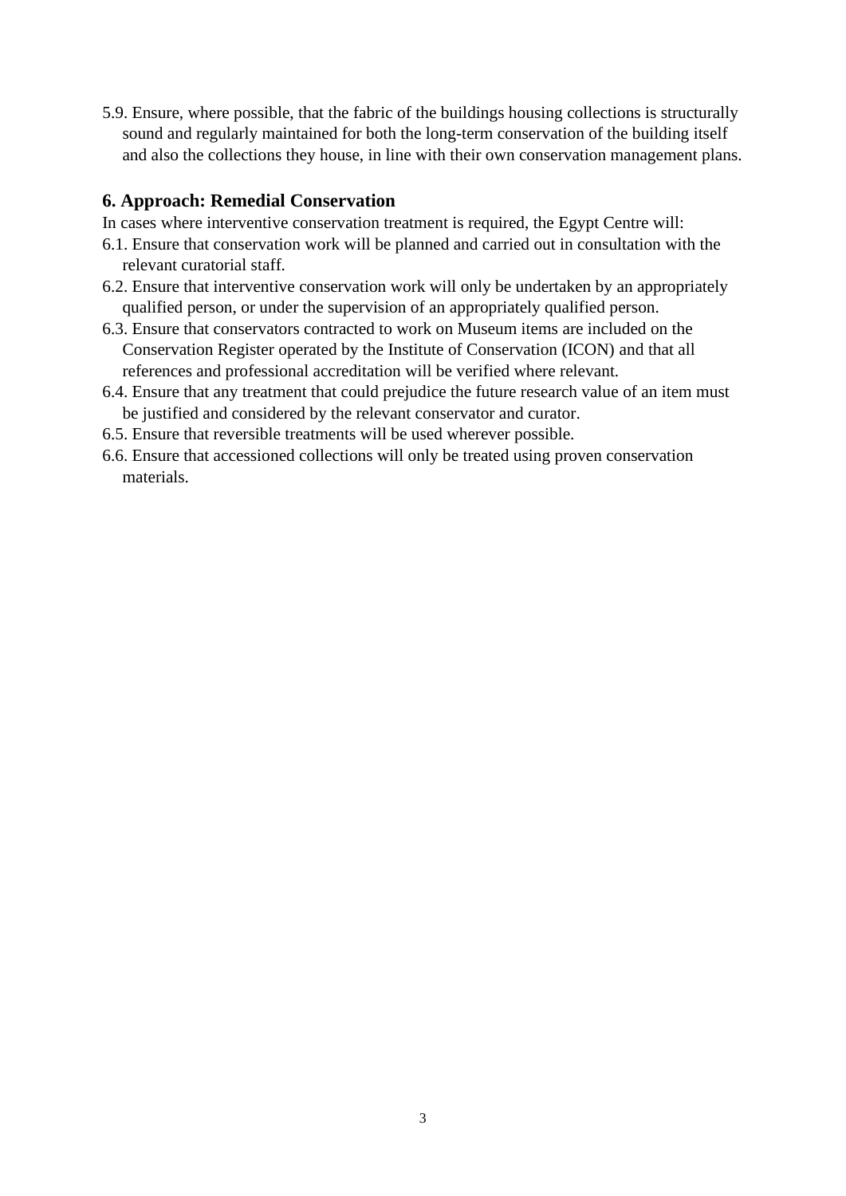5.9. Ensure, where possible, that the fabric of the buildings housing collections is structurally sound and regularly maintained for both the long-term conservation of the building itself and also the collections they house, in line with their own conservation management plans.

## 6. Approach: Remedial Conservation

In cases where interventive conservation treatment is required, the Egypt Centre will:

6.1. Ensure that conservation work will be planned and carried out in consultation with the relevant curatorial staff.

6.2. Ensure that interventive conservation work will only be undertaken by an appropriately qualified person, or under the supervision of an appropriately qualified person.

6.3. Ensure that conservators contracted to work on Museum items are included on the Conservation Register operated by the Institute of Conservation (ICON) and that all references and professional accreditation will be verified where relevant.

6.4. Ensure that any treatment that could prejudice the future research value of an item must be justified and considered by the relevant conservator and curator.

6.5. Ensure that reversible treatments will be used wherever possible.

6.6. Ensure that accessioned collections will only be treated using proven conservation materials.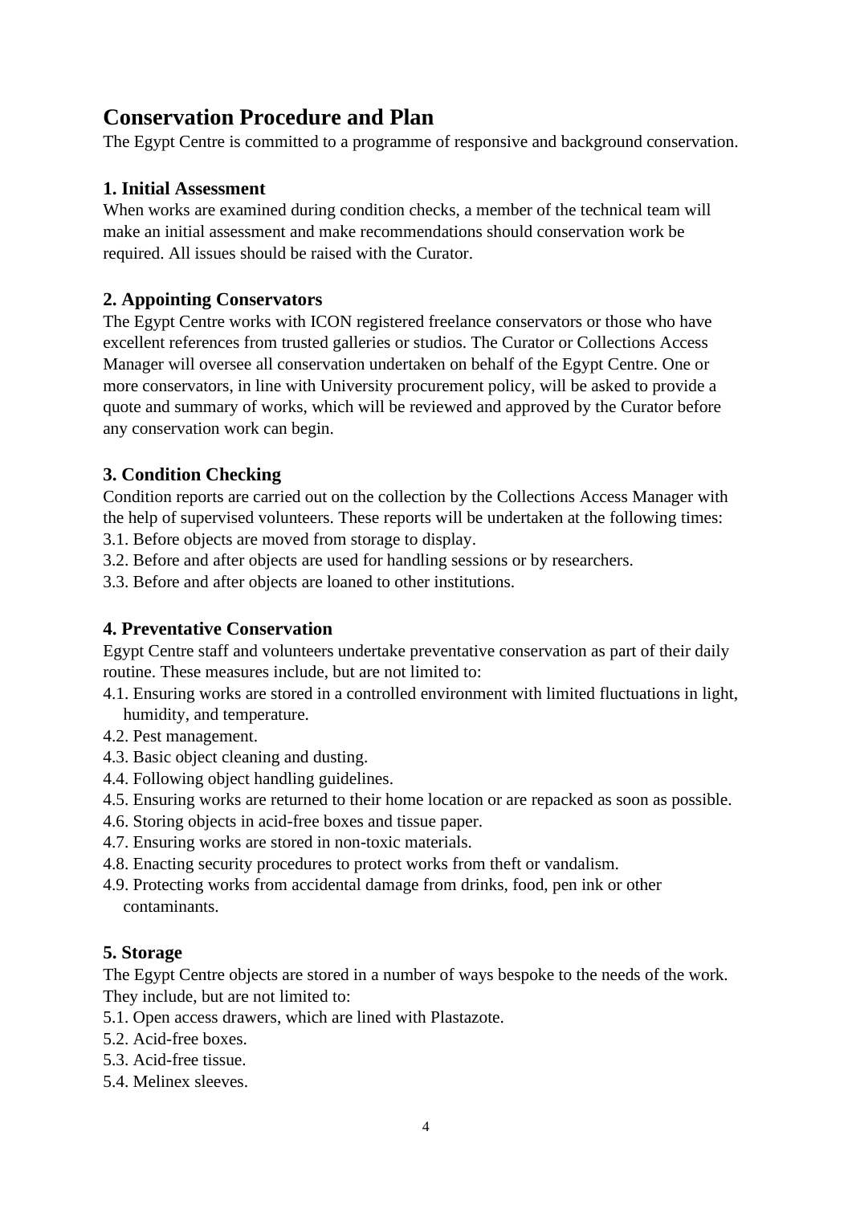# Conservation Procedure and Plan

The Egypt Centre is committed to a programme of responsive and background conservation.

## 1. Initial Assessment

When works are examined during condition checks, a member of the technical team will make an initial assessment and make recommendations should conservation work be required. All issues should be raised with the Curator.

## 2. Appointing Conservators

The Egypt Centre works with ICON registered freelance conservators or those who have excellent references from trusted galleries or studios. The Curator or Collections Access Manager will oversee all conservation undertaken on behalf of the Egypt Centre. One or more conservators, in line with University procurement policy, will be asked to provide a quote and summary of works, which will be reviewed and approved by the Curator before any conservation work can begin.

## 3. Condition Checking

Condition reports are carried out on the collection by the Collections Access Manager with the help of supervised volunteers. These reports will be undertaken at the following times:

3.1. Before objects are moved from storage to display.
3.2. Before and after objects are used for handling sessions or by researchers.
3.3. Before and after objects are loaned to other institutions.

## 4. Preventative Conservation

Egypt Centre staff and volunteers undertake preventative conservation as part of their daily routine. These measures include, but are not limited to:

4.1. Ensuring works are stored in a controlled environment with limited fluctuations in light, humidity, and temperature.
4.2. Pest management.
4.3. Basic object cleaning and dusting.
4.4. Following object handling guidelines.
4.5. Ensuring works are returned to their home location or are repacked as soon as possible.
4.6. Storing objects in acid-free boxes and tissue paper.
4.7. Ensuring works are stored in non-toxic materials.
4.8. Enacting security procedures to protect works from theft or vandalism.
4.9. Protecting works from accidental damage from drinks, food, pen ink or other contaminants.

## 5. Storage

The Egypt Centre objects are stored in a number of ways bespoke to the needs of the work. They include, but are not limited to:

5.1. Open access drawers, which are lined with Plastazote.
5.2. Acid-free boxes.
5.3. Acid-free tissue.
5.4. Melinex sleeves.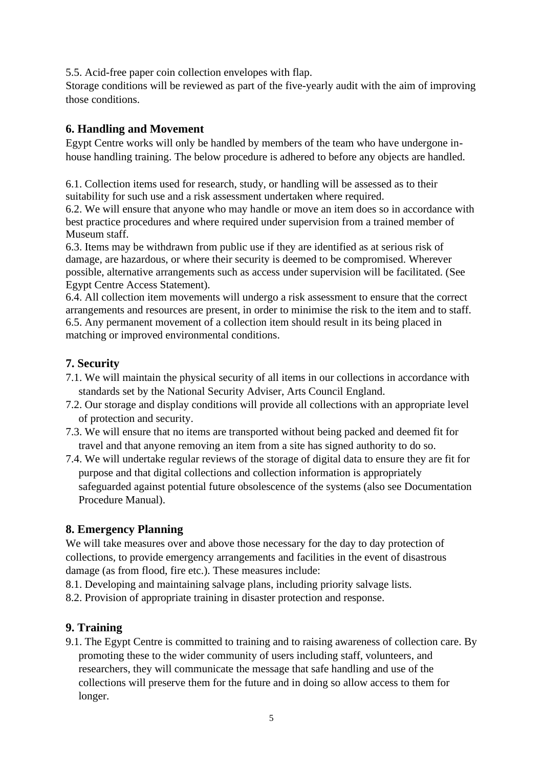5.5. Acid-free paper coin collection envelopes with flap.

Storage conditions will be reviewed as part of the five-yearly audit with the aim of improving those conditions.

## 6. Handling and Movement

Egypt Centre works will only be handled by members of the team who have undergone in-house handling training. The below procedure is adhered to before any objects are handled.

6.1. Collection items used for research, study, or handling will be assessed as to their suitability for such use and a risk assessment undertaken where required.
6.2. We will ensure that anyone who may handle or move an item does so in accordance with best practice procedures and where required under supervision from a trained member of Museum staff.
6.3. Items may be withdrawn from public use if they are identified as at serious risk of damage, are hazardous, or where their security is deemed to be compromised. Wherever possible, alternative arrangements such as access under supervision will be facilitated. (See Egypt Centre Access Statement).
6.4. All collection item movements will undergo a risk assessment to ensure that the correct arrangements and resources are present, in order to minimise the risk to the item and to staff.
6.5. Any permanent movement of a collection item should result in its being placed in matching or improved environmental conditions.

## 7. Security

7.1. We will maintain the physical security of all items in our collections in accordance with standards set by the National Security Adviser, Arts Council England.
7.2. Our storage and display conditions will provide all collections with an appropriate level of protection and security.
7.3. We will ensure that no items are transported without being packed and deemed fit for travel and that anyone removing an item from a site has signed authority to do so.
7.4. We will undertake regular reviews of the storage of digital data to ensure they are fit for purpose and that digital collections and collection information is appropriately safeguarded against potential future obsolescence of the systems (also see Documentation Procedure Manual).

## 8. Emergency Planning

We will take measures over and above those necessary for the day to day protection of collections, to provide emergency arrangements and facilities in the event of disastrous damage (as from flood, fire etc.). These measures include:

8.1. Developing and maintaining salvage plans, including priority salvage lists.
8.2. Provision of appropriate training in disaster protection and response.

## 9. Training

9.1. The Egypt Centre is committed to training and to raising awareness of collection care. By promoting these to the wider community of users including staff, volunteers, and researchers, they will communicate the message that safe handling and use of the collections will preserve them for the future and in doing so allow access to them for longer.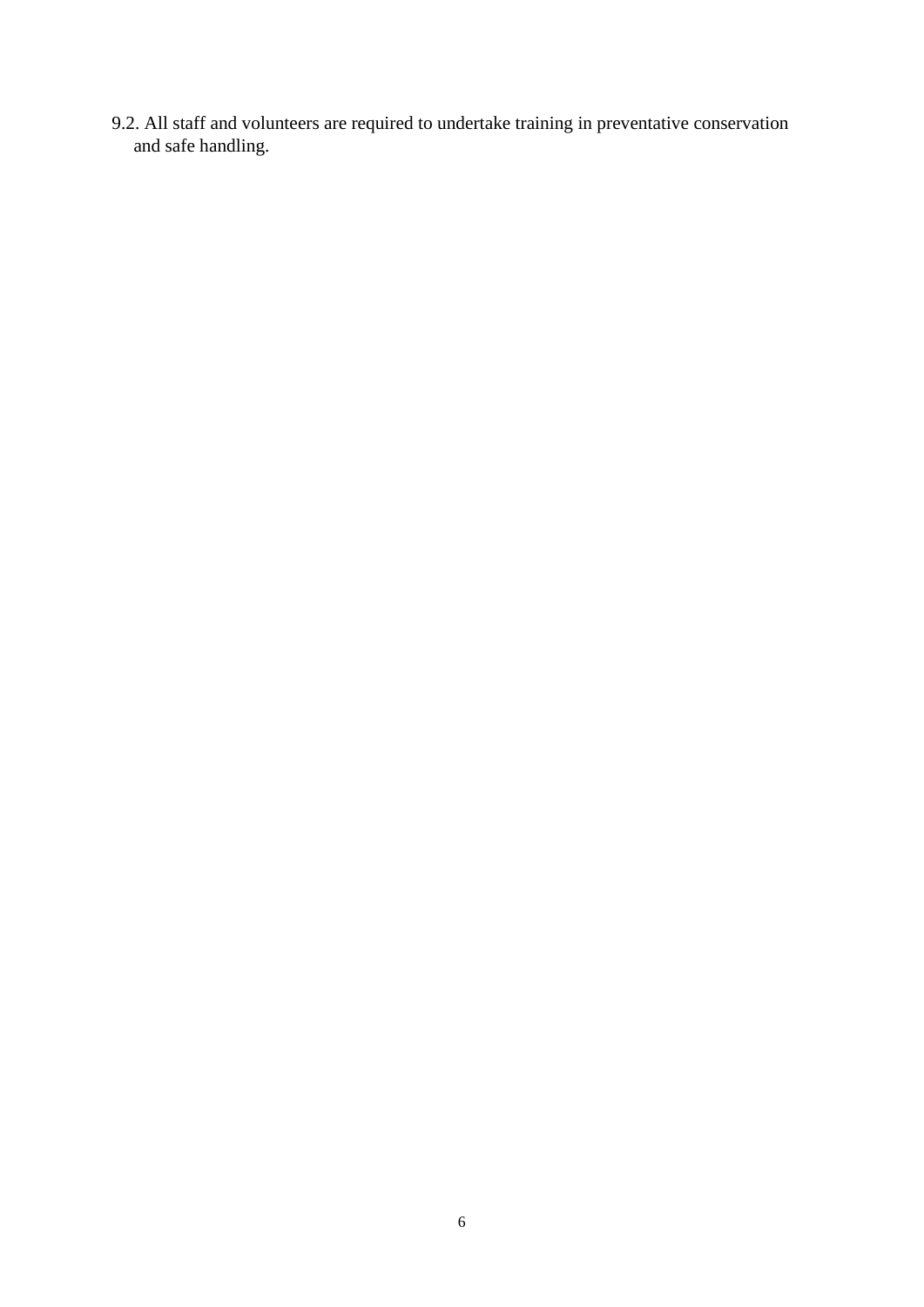9.2. All staff and volunteers are required to undertake training in preventative conservation and safe handling.